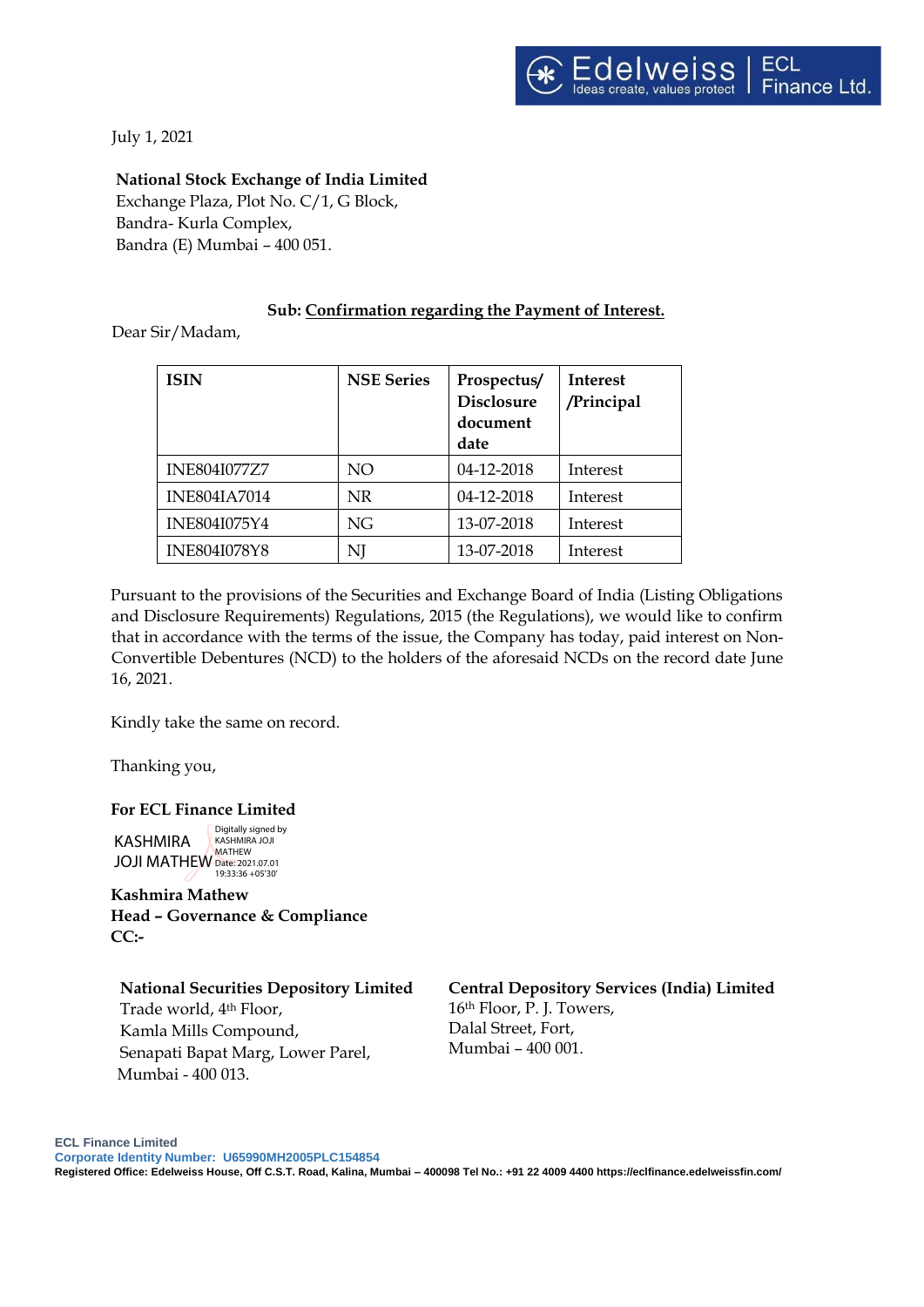July 1, 2021

**National Stock Exchange of India Limited**
Exchange Plaza, Plot No. C/1, G Block,
Bandra- Kurla Complex,
Bandra (E) Mumbai – 400 051.

**Sub: Confirmation regarding the Payment of Interest.**

Dear Sir/Madam,

| ISIN | NSE Series | Prospectus/ Disclosure document date | Interest /Principal |
|---|---|---|---|
| INE804I077Z7 | NO | 04-12-2018 | Interest |
| INE804IA7014 | NR | 04-12-2018 | Interest |
| INE804I075Y4 | NG | 13-07-2018 | Interest |
| INE804I078Y8 | NJ | 13-07-2018 | Interest |

Pursuant to the provisions of the Securities and Exchange Board of India (Listing Obligations and Disclosure Requirements) Regulations, 2015 (the Regulations), we would like to confirm that in accordance with the terms of the issue, the Company has today, paid interest on Non-Convertible Debentures (NCD) to the holders of the aforesaid NCDs on the record date June 16, 2021.

Kindly take the same on record.

Thanking you,

**For ECL Finance Limited**

KASHMIRA JOJI MATHEW
Digitally signed by KASHMIRA JOJI MATHEW
Date: 2021.07.01 19:33:36 +05'30'

**Kashmira Mathew**
**Head – Governance & Compliance**
**CC:-**

**National Securities Depository Limited**
Trade world, 4th Floor,
Kamla Mills Compound,
Senapati Bapat Marg, Lower Parel,
Mumbai - 400 013.

**Central Depository Services (India) Limited**
16th Floor, P. J. Towers,
Dalal Street, Fort,
Mumbai – 400 001.

**ECL Finance Limited**
**Corporate Identity Number: U65990MH2005PLC154854**
**Registered Office: Edelweiss House, Off C.S.T. Road, Kalina, Mumbai – 400098 Tel No.: +91 22 4009 4400 https://eclfinance.edelweissfin.com/**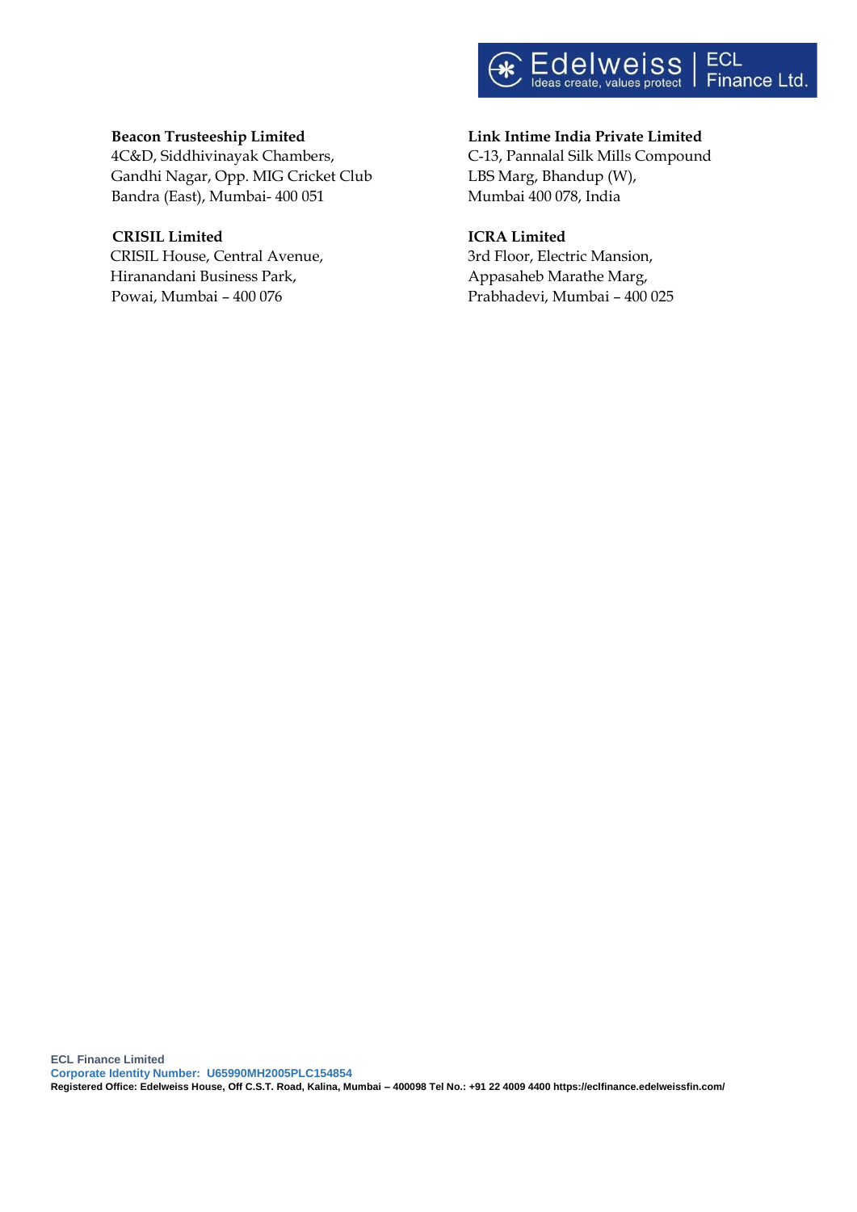**Beacon Trusteeship Limited**
4C&D, Siddhivinayak Chambers,
Gandhi Nagar, Opp. MIG Cricket Club
Bandra (East), Mumbai- 400 051

**Link Intime India Private Limited**
C-13, Pannalal Silk Mills Compound
LBS Marg, Bhandup (W),
Mumbai 400 078, India

**CRISIL Limited**
CRISIL House, Central Avenue,
Hiranandani Business Park,
Powai, Mumbai – 400 076

**ICRA Limited**
3rd Floor, Electric Mansion,
Appasaheb Marathe Marg,
Prabhadevi, Mumbai – 400 025